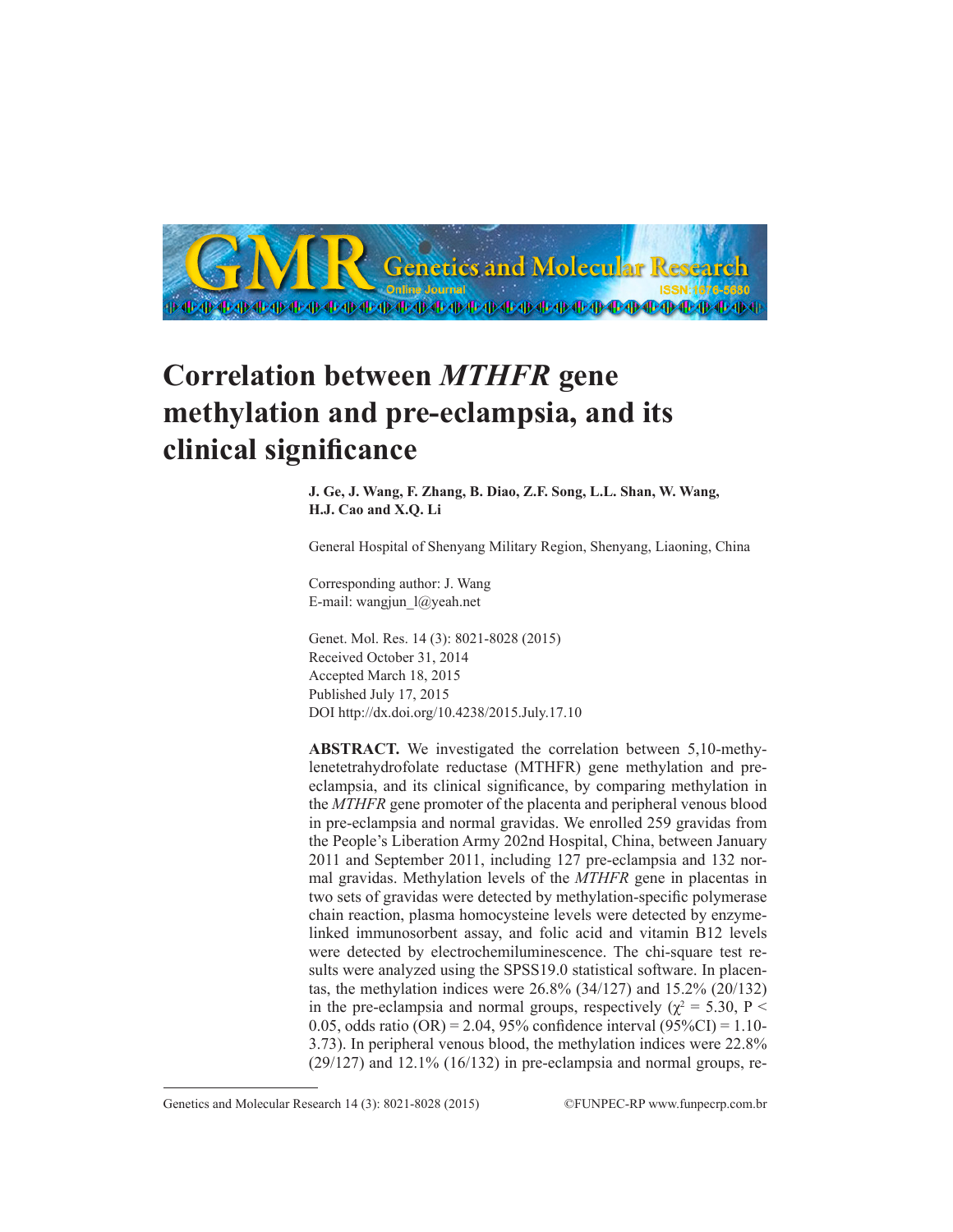# Correlation between *MTHFR* gene methylation and pre-eclampsia, and its clinical significance

**J. Ge, J. Wang, F. Zhang, B. Diao, Z.F. Song, L.L. Shan, W. Wang, H.J. Cao and X.Q. Li**

General Hospital of Shenyang Military Region, Shenyang, Liaoning, China

Corresponding author: J. Wang
E-mail: wangjun_l@yeah.net

Genet. Mol. Res. 14 (3): 8021-8028 (2015)
Received October 31, 2014
Accepted March 18, 2015
Published July 17, 2015
DOI http://dx.doi.org/10.4238/2015.July.17.10

**ABSTRACT.** We investigated the correlation between 5,10-methylenetetrahydrofolate reductase (MTHFR) gene methylation and pre-eclampsia, and its clinical significance, by comparing methylation in the *MTHFR* gene promoter of the placenta and peripheral venous blood in pre-eclampsia and normal gravidas. We enrolled 259 gravidas from the People's Liberation Army 202nd Hospital, China, between January 2011 and September 2011, including 127 pre-eclampsia and 132 normal gravidas. Methylation levels of the *MTHFR* gene in placentas in two sets of gravidas were detected by methylation-specific polymerase chain reaction, plasma homocysteine levels were detected by enzyme-linked immunosorbent assay, and folic acid and vitamin B12 levels were detected by electrochemiluminescence. The chi-square test results were analyzed using the SPSS19.0 statistical software. In placentas, the methylation indices were 26.8% (34/127) and 15.2% (20/132) in the pre-eclampsia and normal groups, respectively ($\chi^2 = 5.30$, $P < 0.05$, odds ratio (OR) = 2.04, 95% confidence interval (95%CI) = 1.10-3.73). In peripheral venous blood, the methylation indices were 22.8% (29/127) and 12.1% (16/132) in pre-eclampsia and normal groups, re-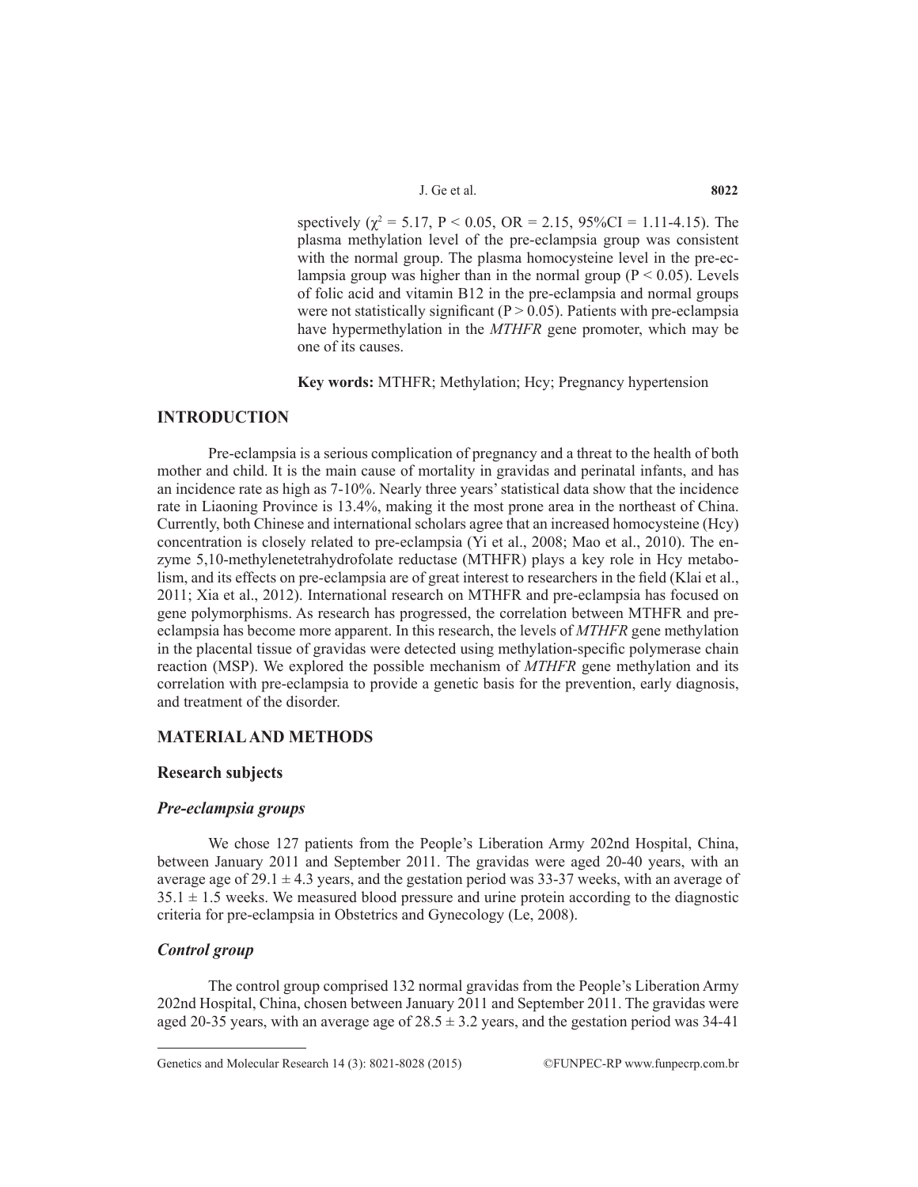spectively ($\chi^2 = 5.17$, $P < 0.05$, OR = 2.15, 95%CI = 1.11-4.15). The plasma methylation level of the pre-eclampsia group was consistent with the normal group. The plasma homocysteine level in the pre-eclampsia group was higher than in the normal group ($P < 0.05$). Levels of folic acid and vitamin B12 in the pre-eclampsia and normal groups were not statistically significant ($P > 0.05$). Patients with pre-eclampsia have hypermethylation in the *MTHFR* gene promoter, which may be one of its causes.

**Key words:** MTHFR; Methylation; Hcy; Pregnancy hypertension

## INTRODUCTION

Pre-eclampsia is a serious complication of pregnancy and a threat to the health of both mother and child. It is the main cause of mortality in gravidas and perinatal infants, and has an incidence rate as high as 7-10%. Nearly three years' statistical data show that the incidence rate in Liaoning Province is 13.4%, making it the most prone area in the northeast of China. Currently, both Chinese and international scholars agree that an increased homocysteine (Hcy) concentration is closely related to pre-eclampsia (Yi et al., 2008; Mao et al., 2010). The enzyme 5,10-methylenetetrahydrofolate reductase (MTHFR) plays a key role in Hcy metabolism, and its effects on pre-eclampsia are of great interest to researchers in the field (Klai et al., 2011; Xia et al., 2012). International research on MTHFR and pre-eclampsia has focused on gene polymorphisms. As research has progressed, the correlation between MTHFR and pre-eclampsia has become more apparent. In this research, the levels of *MTHFR* gene methylation in the placental tissue of gravidas were detected using methylation-specific polymerase chain reaction (MSP). We explored the possible mechanism of *MTHFR* gene methylation and its correlation with pre-eclampsia to provide a genetic basis for the prevention, early diagnosis, and treatment of the disorder.

## MATERIAL AND METHODS

### Research subjects

#### *Pre-eclampsia groups*

We chose 127 patients from the People's Liberation Army 202nd Hospital, China, between January 2011 and September 2011. The gravidas were aged 20-40 years, with an average age of 29.1 ± 4.3 years, and the gestation period was 33-37 weeks, with an average of 35.1 ± 1.5 weeks. We measured blood pressure and urine protein according to the diagnostic criteria for pre-eclampsia in Obstetrics and Gynecology (Le, 2008).

#### *Control group*

The control group comprised 132 normal gravidas from the People's Liberation Army 202nd Hospital, China, chosen between January 2011 and September 2011. The gravidas were aged 20-35 years, with an average age of 28.5 ± 3.2 years, and the gestation period was 34-41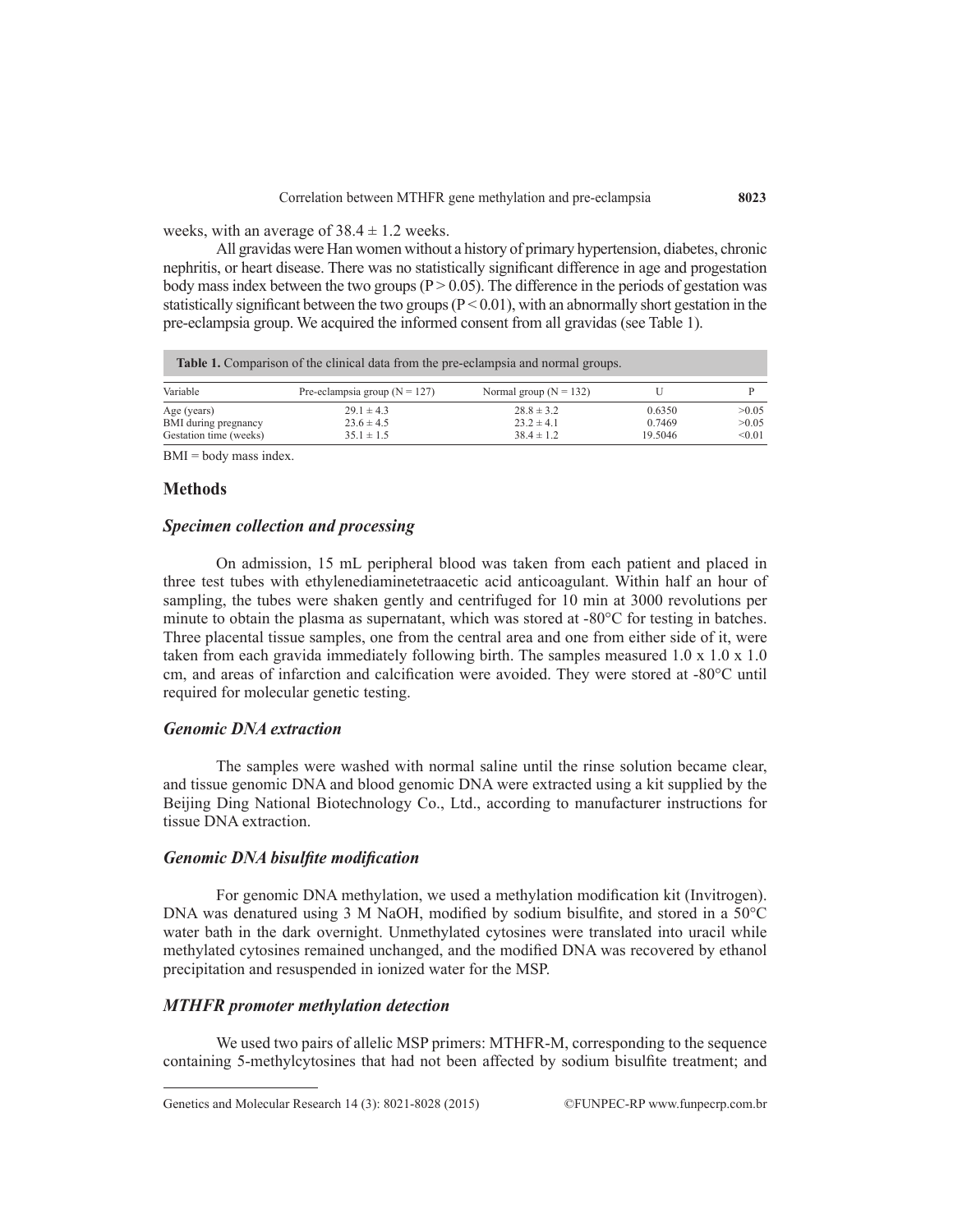weeks, with an average of 38.4 ± 1.2 weeks.

All gravidas were Han women without a history of primary hypertension, diabetes, chronic nephritis, or heart disease. There was no statistically significant difference in age and progestation body mass index between the two groups ($P > 0.05$). The difference in the periods of gestation was statistically significant between the two groups ($P < 0.01$), with an abnormally short gestation in the pre-eclampsia group. We acquired the informed consent from all gravidas (see Table 1).

**Table 1.** Comparison of the clinical data from the pre-eclampsia and normal groups.

| Variable | Pre-eclampsia group (N = 127) | Normal group (N = 132) | U | P |
|---|---|---|---|---|
| Age (years) | 29.1 ± 4.3 | 28.8 ± 3.2 | 0.6350 | >0.05 |
| BMI during pregnancy | 23.6 ± 4.5 | 23.2 ± 4.1 | 0.7469 | >0.05 |
| Gestation time (weeks) | 35.1 ± 1.5 | 38.4 ± 1.2 | 19.5046 | <0.01 |

BMI = body mass index.

## Methods

### *Specimen collection and processing*

On admission, 15 mL peripheral blood was taken from each patient and placed in three test tubes with ethylenediaminetetraacetic acid anticoagulant. Within half an hour of sampling, the tubes were shaken gently and centrifuged for 10 min at 3000 revolutions per minute to obtain the plasma as supernatant, which was stored at -80°C for testing in batches. Three placental tissue samples, one from the central area and one from either side of it, were taken from each gravida immediately following birth. The samples measured 1.0 x 1.0 x 1.0 cm, and areas of infarction and calcification were avoided. They were stored at -80°C until required for molecular genetic testing.

### *Genomic DNA extraction*

The samples were washed with normal saline until the rinse solution became clear, and tissue genomic DNA and blood genomic DNA were extracted using a kit supplied by the Beijing Ding National Biotechnology Co., Ltd., according to manufacturer instructions for tissue DNA extraction.

### *Genomic DNA bisulfite modification*

For genomic DNA methylation, we used a methylation modification kit (Invitrogen). DNA was denatured using 3 M NaOH, modified by sodium bisulfite, and stored in a 50°C water bath in the dark overnight. Unmethylated cytosines were translated into uracil while methylated cytosines remained unchanged, and the modified DNA was recovered by ethanol precipitation and resuspended in ionized water for the MSP.

### *MTHFR promoter methylation detection*

We used two pairs of allelic MSP primers: MTHFR-M, corresponding to the sequence containing 5-methylcytosines that had not been affected by sodium bisulfite treatment; and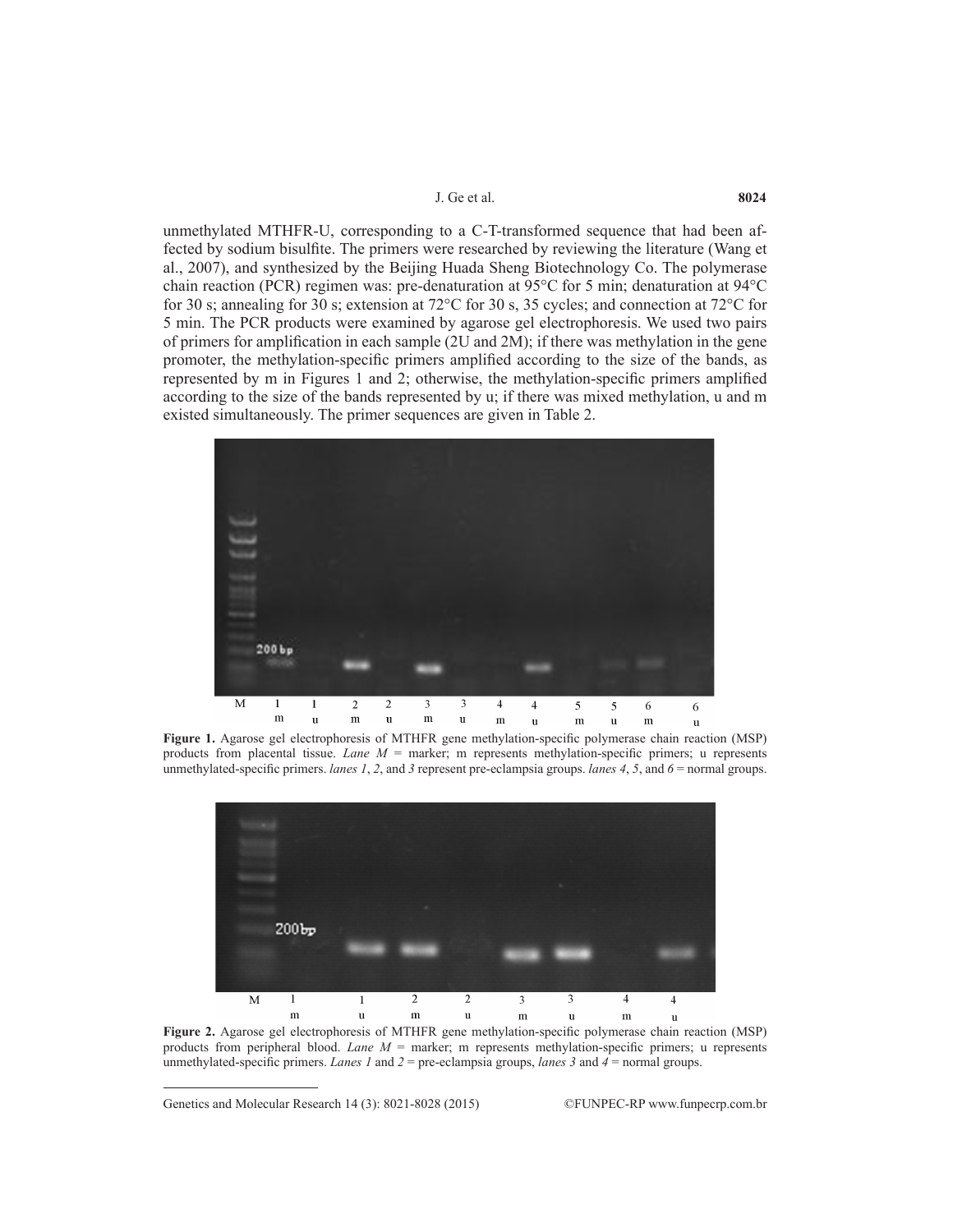unmethylated MTHFR-U, corresponding to a C-T-transformed sequence that had been affected by sodium bisulfite. The primers were researched by reviewing the literature (Wang et al., 2007), and synthesized by the Beijing Huada Sheng Biotechnology Co. The polymerase chain reaction (PCR) regimen was: pre-denaturation at 95°C for 5 min; denaturation at 94°C for 30 s; annealing for 30 s; extension at 72°C for 30 s, 35 cycles; and connection at 72°C for 5 min. The PCR products were examined by agarose gel electrophoresis. We used two pairs of primers for amplification in each sample (2U and 2M); if there was methylation in the gene promoter, the methylation-specific primers amplified according to the size of the bands, as represented by m in Figures 1 and 2; otherwise, the methylation-specific primers amplified according to the size of the bands represented by u; if there was mixed methylation, u and m existed simultaneously. The primer sequences are given in Table 2.

**Figure 1.** Agarose gel electrophoresis of MTHFR gene methylation-specific polymerase chain reaction (MSP) products from placental tissue. *Lane M* = marker; m represents methylation-specific primers; u represents unmethylated-specific primers. *lanes 1*, *2*, and *3* represent pre-eclampsia groups. *lanes 4*, *5*, and *6* = normal groups.

**Figure 2.** Agarose gel electrophoresis of MTHFR gene methylation-specific polymerase chain reaction (MSP) products from peripheral blood. *Lane M* = marker; m represents methylation-specific primers; u represents unmethylated-specific primers. *Lanes 1* and *2* = pre-eclampsia groups, *lanes 3* and *4* = normal groups.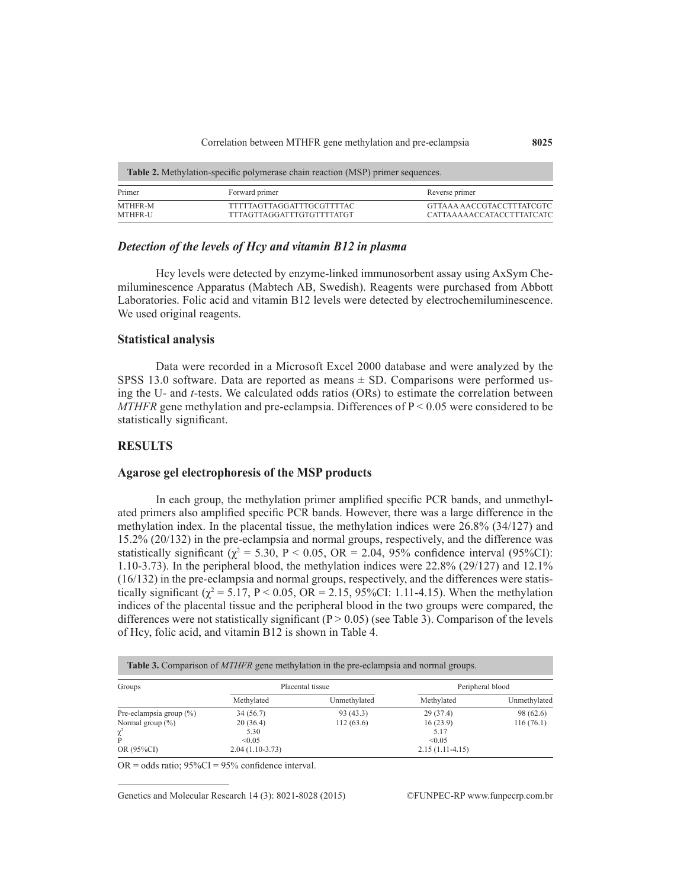**Table 2.** Methylation-specific polymerase chain reaction (MSP) primer sequences.

| Primer | Forward primer | Reverse primer |
|---|---|---|
| MTHFR-M | TTTTTAGTTAGGATTTGCGTTTTAC | GTTAAA AACCGTACCTTTATCGTC |
| MTHFR-U | TTTAGTTAGGATTTGTGTTTTATGT | CATTAAAAACCATACCTTTATCATC |

### *Detection of the levels of Hcy and vitamin B12 in plasma*

Hcy levels were detected by enzyme-linked immunosorbent assay using AxSym Chemiluminescence Apparatus (Mabtech AB, Swedish). Reagents were purchased from Abbott Laboratories. Folic acid and vitamin B12 levels were detected by electrochemiluminescence. We used original reagents.

## Statistical analysis

Data were recorded in a Microsoft Excel 2000 database and were analyzed by the SPSS 13.0 software. Data are reported as means ± SD. Comparisons were performed using the U- and *t*-tests. We calculated odds ratios (ORs) to estimate the correlation between *MTHFR* gene methylation and pre-eclampsia. Differences of $P < 0.05$ were considered to be statistically significant.

# RESULTS

## Agarose gel electrophoresis of the MSP products

In each group, the methylation primer amplified specific PCR bands, and unmethylated primers also amplified specific PCR bands. However, there was a large difference in the methylation index. In the placental tissue, the methylation indices were 26.8% (34/127) and 15.2% (20/132) in the pre-eclampsia and normal groups, respectively, and the difference was statistically significant ($\chi^2 = 5.30$, $P < 0.05$, OR = 2.04, 95% confidence interval (95%CI): 1.10-3.73). In the peripheral blood, the methylation indices were 22.8% (29/127) and 12.1% (16/132) in the pre-eclampsia and normal groups, respectively, and the differences were statistically significant ($\chi^2 = 5.17$, $P < 0.05$, OR = 2.15, 95%CI: 1.11-4.15). When the methylation indices of the placental tissue and the peripheral blood in the two groups were compared, the differences were not statistically significant ($P > 0.05$) (see Table 3). Comparison of the levels of Hcy, folic acid, and vitamin B12 is shown in Table 4.

**Table 3.** Comparison of *MTHFR* gene methylation in the pre-eclampsia and normal groups.

| Groups | Placental tissue | | Peripheral blood | |
|---|---|---|---|---|
| | Methylated | Unmethylated | Methylated | Unmethylated |
| Pre-eclampsia group (%) | 34 (56.7) | 93 (43.3) | 29 (37.4) | 98 (62.6) |
| Normal group (%) | 20 (36.4) | 112 (63.6) | 16 (23.9) | 116 (76.1) |
| $\chi^2$ | 5.30 | | 5.17 | |
| P | <0.05 | | <0.05 | |
| OR (95%CI) | 2.04 (1.10-3.73) | | 2.15 (1.11-4.15) | |

OR = odds ratio; 95%CI = 95% confidence interval.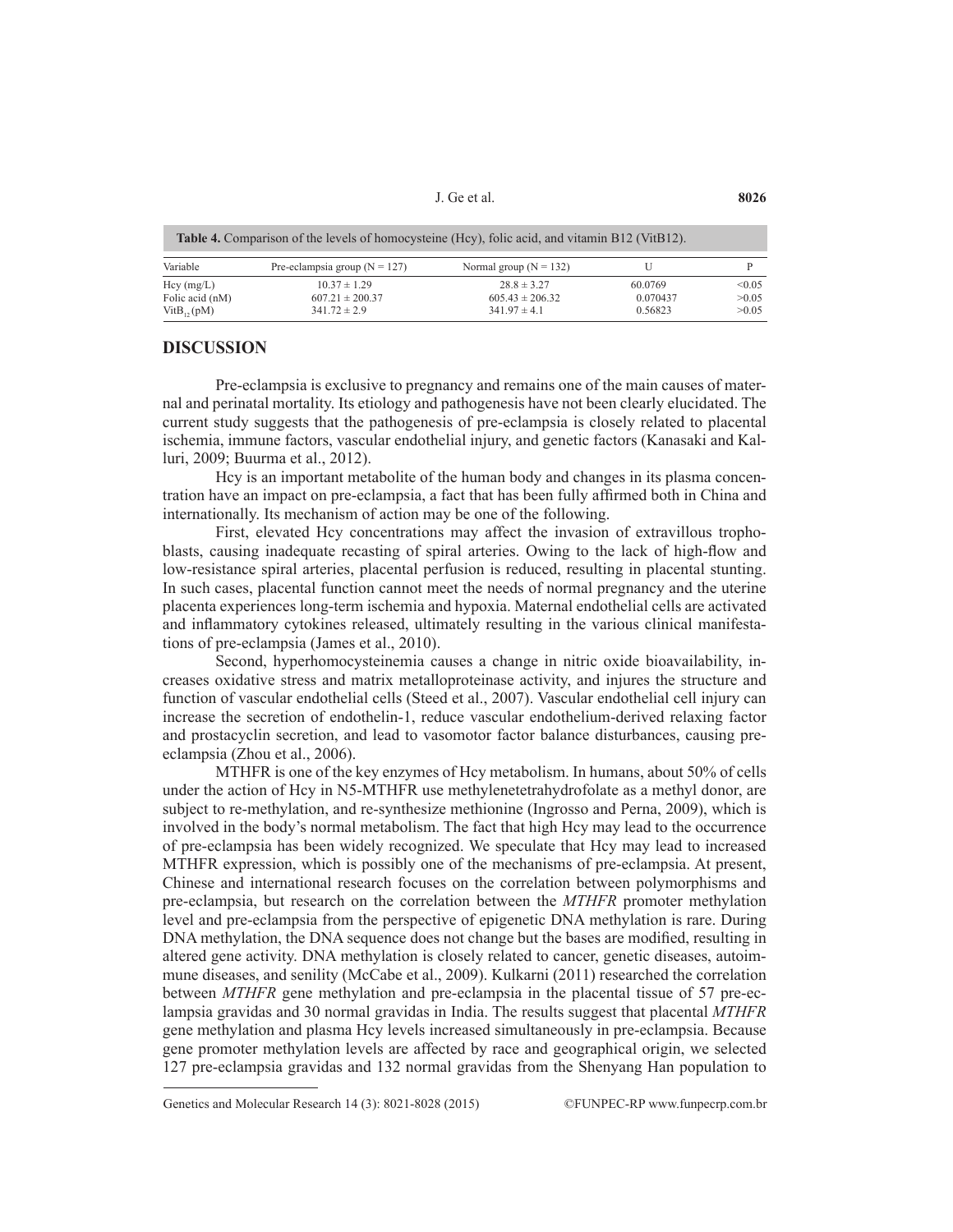**Table 4.** Comparison of the levels of homocysteine (Hcy), folic acid, and vitamin B12 (VitB12).

| Variable | Pre-eclampsia group (N = 127) | Normal group (N = 132) | U | P |
|---|---|---|---|---|
| Hcy (mg/L) | 10.37 ± 1.29 | 28.8 ± 3.27 | 60.0769 | <0.05 |
| Folic acid (nM) | 607.21 ± 200.37 | 605.43 ± 206.32 | 0.070437 | >0.05 |
| $VitB_{12}$ (pM) | 341.72 ± 2.9 | 341.97 ± 4.1 | 0.56823 | >0.05 |

## DISCUSSION

Pre-eclampsia is exclusive to pregnancy and remains one of the main causes of maternal and perinatal mortality. Its etiology and pathogenesis have not been clearly elucidated. The current study suggests that the pathogenesis of pre-eclampsia is closely related to placental ischemia, immune factors, vascular endothelial injury, and genetic factors (Kanasaki and Kalluri, 2009; Buurma et al., 2012).

Hcy is an important metabolite of the human body and changes in its plasma concentration have an impact on pre-eclampsia, a fact that has been fully affirmed both in China and internationally. Its mechanism of action may be one of the following.

First, elevated Hcy concentrations may affect the invasion of extravillous trophoblasts, causing inadequate recasting of spiral arteries. Owing to the lack of high-flow and low-resistance spiral arteries, placental perfusion is reduced, resulting in placental stunting. In such cases, placental function cannot meet the needs of normal pregnancy and the uterine placenta experiences long-term ischemia and hypoxia. Maternal endothelial cells are activated and inflammatory cytokines released, ultimately resulting in the various clinical manifestations of pre-eclampsia (James et al., 2010).

Second, hyperhomocysteinemia causes a change in nitric oxide bioavailability, increases oxidative stress and matrix metalloproteinase activity, and injures the structure and function of vascular endothelial cells (Steed et al., 2007). Vascular endothelial cell injury can increase the secretion of endothelin-1, reduce vascular endothelium-derived relaxing factor and prostacyclin secretion, and lead to vasomotor factor balance disturbances, causing pre-eclampsia (Zhou et al., 2006).

MTHFR is one of the key enzymes of Hcy metabolism. In humans, about 50% of cells under the action of Hcy in N5-MTHFR use methylenetetrahydrofolate as a methyl donor, are subject to re-methylation, and re-synthesize methionine (Ingrosso and Perna, 2009), which is involved in the body's normal metabolism. The fact that high Hcy may lead to the occurrence of pre-eclampsia has been widely recognized. We speculate that Hcy may lead to increased MTHFR expression, which is possibly one of the mechanisms of pre-eclampsia. At present, Chinese and international research focuses on the correlation between polymorphisms and pre-eclampsia, but research on the correlation between the *MTHFR* promoter methylation level and pre-eclampsia from the perspective of epigenetic DNA methylation is rare. During DNA methylation, the DNA sequence does not change but the bases are modified, resulting in altered gene activity. DNA methylation is closely related to cancer, genetic diseases, autoimmune diseases, and senility (McCabe et al., 2009). Kulkarni (2011) researched the correlation between *MTHFR* gene methylation and pre-eclampsia in the placental tissue of 57 pre-eclampsia gravidas and 30 normal gravidas in India. The results suggest that placental *MTHFR* gene methylation and plasma Hcy levels increased simultaneously in pre-eclampsia. Because gene promoter methylation levels are affected by race and geographical origin, we selected 127 pre-eclampsia gravidas and 132 normal gravidas from the Shenyang Han population to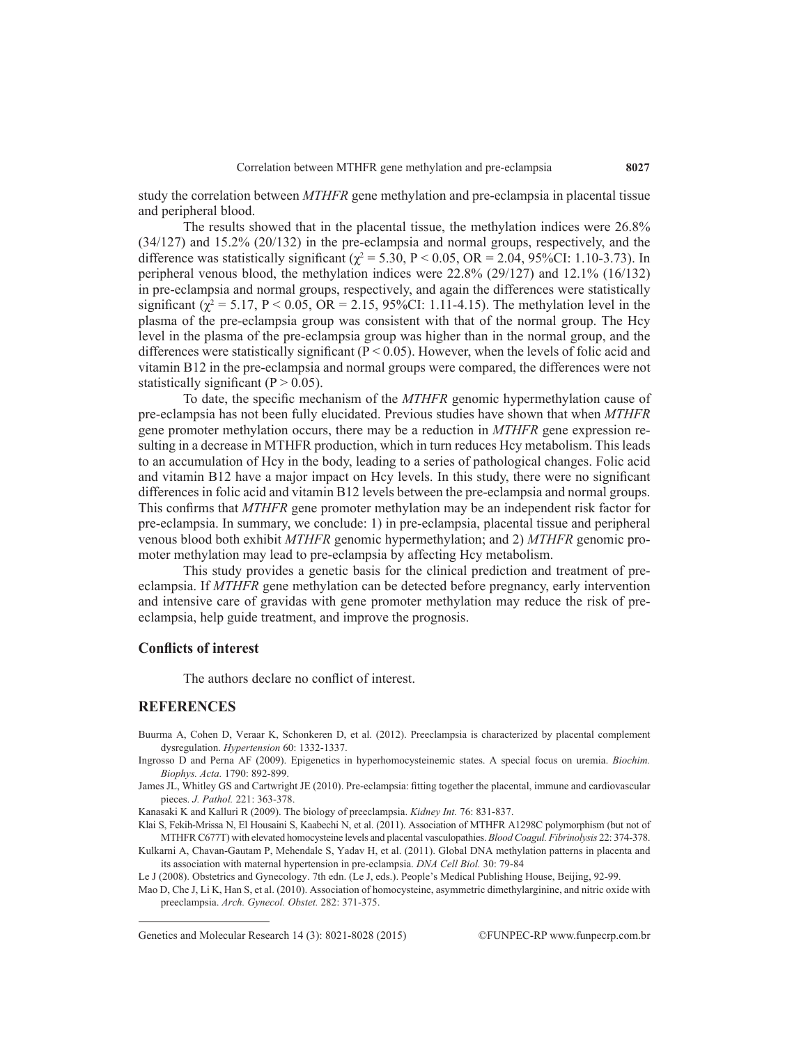study the correlation between *MTHFR* gene methylation and pre-eclampsia in placental tissue and peripheral blood.

The results showed that in the placental tissue, the methylation indices were 26.8% (34/127) and 15.2% (20/132) in the pre-eclampsia and normal groups, respectively, and the difference was statistically significant ($\chi^2 = 5.30$, $P < 0.05$, OR = 2.04, 95%CI: 1.10-3.73). In peripheral venous blood, the methylation indices were 22.8% (29/127) and 12.1% (16/132) in pre-eclampsia and normal groups, respectively, and again the differences were statistically significant ($\chi^2 = 5.17$, $P < 0.05$, OR = 2.15, 95%CI: 1.11-4.15). The methylation level in the plasma of the pre-eclampsia group was consistent with that of the normal group. The Hcy level in the plasma of the pre-eclampsia group was higher than in the normal group, and the differences were statistically significant ($P < 0.05$). However, when the levels of folic acid and vitamin B12 in the pre-eclampsia and normal groups were compared, the differences were not statistically significant ($P > 0.05$).

To date, the specific mechanism of the *MTHFR* genomic hypermethylation cause of pre-eclampsia has not been fully elucidated. Previous studies have shown that when *MTHFR* gene promoter methylation occurs, there may be a reduction in *MTHFR* gene expression resulting in a decrease in MTHFR production, which in turn reduces Hcy metabolism. This leads to an accumulation of Hcy in the body, leading to a series of pathological changes. Folic acid and vitamin B12 have a major impact on Hcy levels. In this study, there were no significant differences in folic acid and vitamin B12 levels between the pre-eclampsia and normal groups. This confirms that *MTHFR* gene promoter methylation may be an independent risk factor for pre-eclampsia. In summary, we conclude: 1) in pre-eclampsia, placental tissue and peripheral venous blood both exhibit *MTHFR* genomic hypermethylation; and 2) *MTHFR* genomic promoter methylation may lead to pre-eclampsia by affecting Hcy metabolism.

This study provides a genetic basis for the clinical prediction and treatment of pre-eclampsia. If *MTHFR* gene methylation can be detected before pregnancy, early intervention and intensive care of gravidas with gene promoter methylation may reduce the risk of pre-eclampsia, help guide treatment, and improve the prognosis.

### Conflicts of interest

The authors declare no conflict of interest.

## REFERENCES

Buurma A, Cohen D, Veraar K, Schonkeren D, et al. (2012). Preeclampsia is characterized by placental complement dysregulation. *Hypertension* 60: 1332-1337.

Ingrosso D and Perna AF (2009). Epigenetics in hyperhomocysteinemic states. A special focus on uremia. *Biochim. Biophys. Acta.* 1790: 892-899.

James JL, Whitley GS and Cartwright JE (2010). Pre-eclampsia: fitting together the placental, immune and cardiovascular pieces. *J. Pathol.* 221: 363-378.

Kanasaki K and Kalluri R (2009). The biology of preeclampsia. *Kidney Int.* 76: 831-837.

Klai S, Fekih-Mrissa N, El Housaini S, Kaabechi N, et al. (2011). Association of MTHFR A1298C polymorphism (but not of MTHFR C677T) with elevated homocysteine levels and placental vasculopathies. *Blood Coagul. Fibrinolysis* 22: 374-378.

Kulkarni A, Chavan-Gautam P, Mehendale S, Yadav H, et al. (2011). Global DNA methylation patterns in placenta and its association with maternal hypertension in pre-eclampsia. *DNA Cell Biol.* 30: 79-84

Le J (2008). Obstetrics and Gynecology. 7th edn. (Le J, eds.). People's Medical Publishing House, Beijing, 92-99.

Mao D, Che J, Li K, Han S, et al. (2010). Association of homocysteine, asymmetric dimethylarginine, and nitric oxide with preeclampsia. *Arch. Gynecol. Obstet.* 282: 371-375.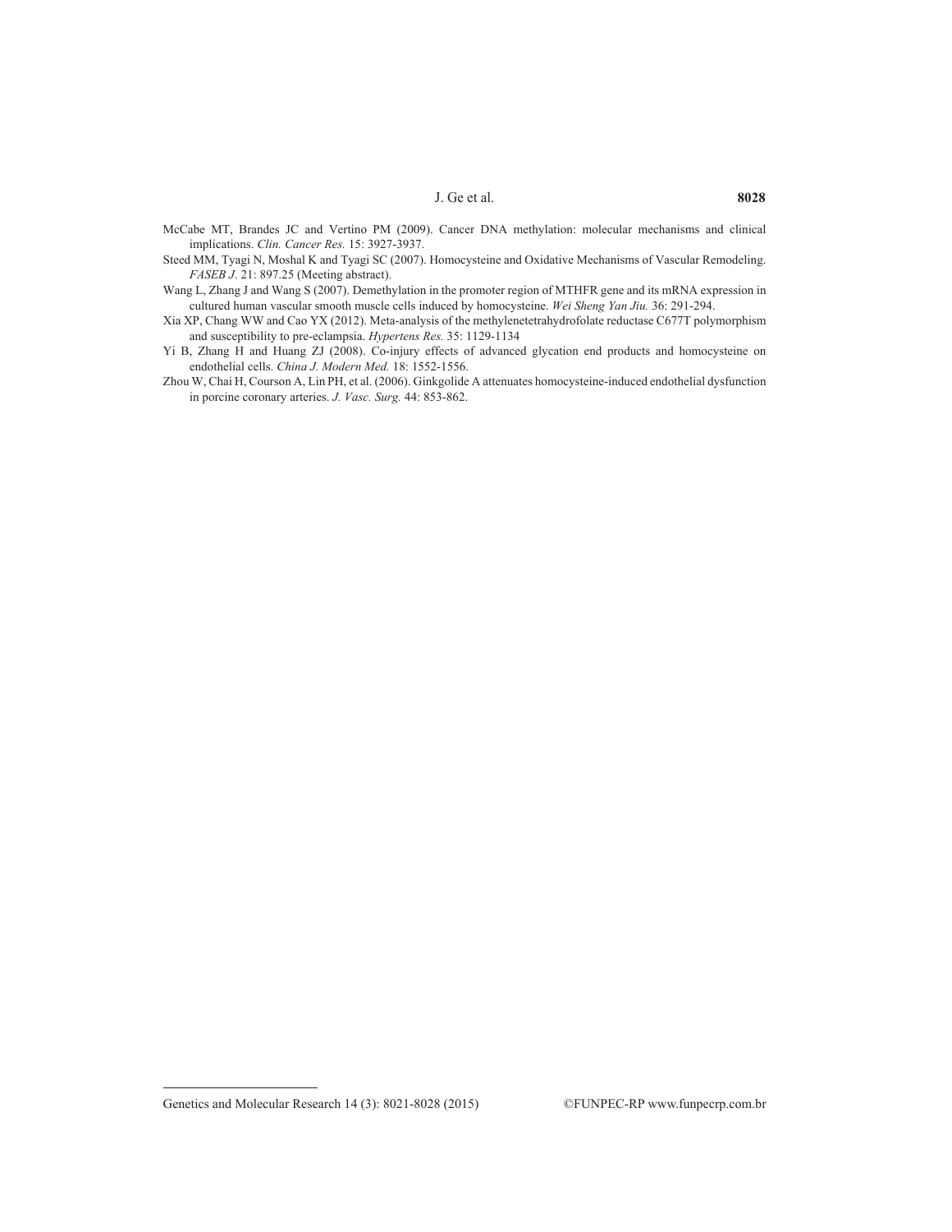McCabe MT, Brandes JC and Vertino PM (2009). Cancer DNA methylation: molecular mechanisms and clinical implications. *Clin. Cancer Res.* 15: 3927-3937.

Steed MM, Tyagi N, Moshal K and Tyagi SC (2007). Homocysteine and Oxidative Mechanisms of Vascular Remodeling. *FASEB J*. 21: 897.25 (Meeting abstract).

Wang L, Zhang J and Wang S (2007). Demethylation in the promoter region of MTHFR gene and its mRNA expression in cultured human vascular smooth muscle cells induced by homocysteine. *Wei Sheng Yan Jiu.* 36: 291-294.

Xia XP, Chang WW and Cao YX (2012). Meta-analysis of the methylenetetrahydrofolate reductase C677T polymorphism and susceptibility to pre-eclampsia. *Hypertens Res.* 35: 1129-1134

Yi B, Zhang H and Huang ZJ (2008). Co-injury effects of advanced glycation end products and homocysteine on endothelial cells. *China J. Modern Med.* 18: 1552-1556.

Zhou W, Chai H, Courson A, Lin PH, et al. (2006). Ginkgolide A attenuates homocysteine-induced endothelial dysfunction in porcine coronary arteries. *J. Vasc. Surg.* 44: 853-862.